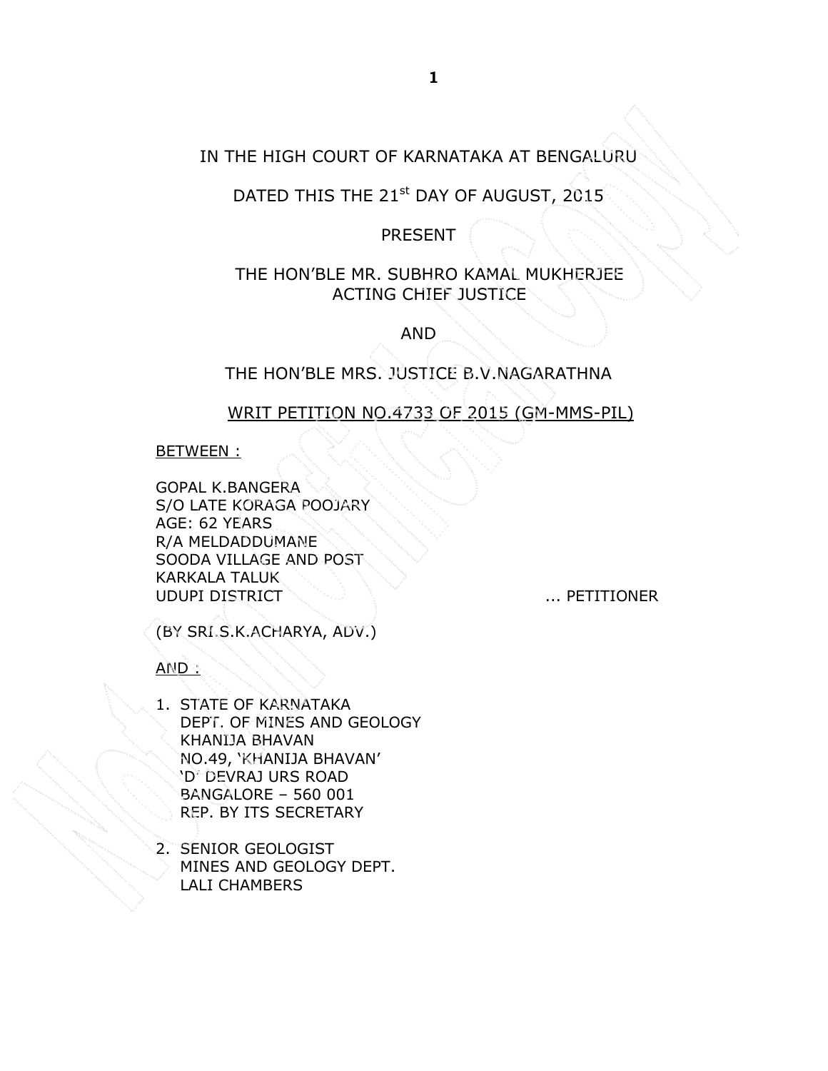IN THE HIGH COURT OF KARNATAKA AT BENGALURU

DATED THIS THE 21st DAY OF AUGUST, 2015

PRESENT

THE HON'BLE MR. SUBHRO KAMAL MUKHERJEE
ACTING CHIEF JUSTICE

AND

THE HON'BLE MRS. JUSTICE B.V.NAGARATHNA

WRIT PETITION NO.4733 OF 2015 (GM-MMS-PIL)

BETWEEN :

GOPAL K.BANGERA
S/O LATE KORAGA POOJARY
AGE: 62 YEARS
R/A MELDADDUMANE
SOODA VILLAGE AND POST
KARKALA TALUK
UDUPI DISTRICT ... PETITIONER

(BY SRI.S.K.ACHARYA, ADV.)

AND :

1. STATE OF KARNATAKA
   DEPT. OF MINES AND GEOLOGY
   KHANIJA BHAVAN
   NO.49, 'KHANIJA BHAVAN'
   'D' DEVRAJ URS ROAD
   BANGALORE – 560 001
   REP. BY ITS SECRETARY

2. SENIOR GEOLOGIST
   MINES AND GEOLOGY DEPT.
   LALI CHAMBERS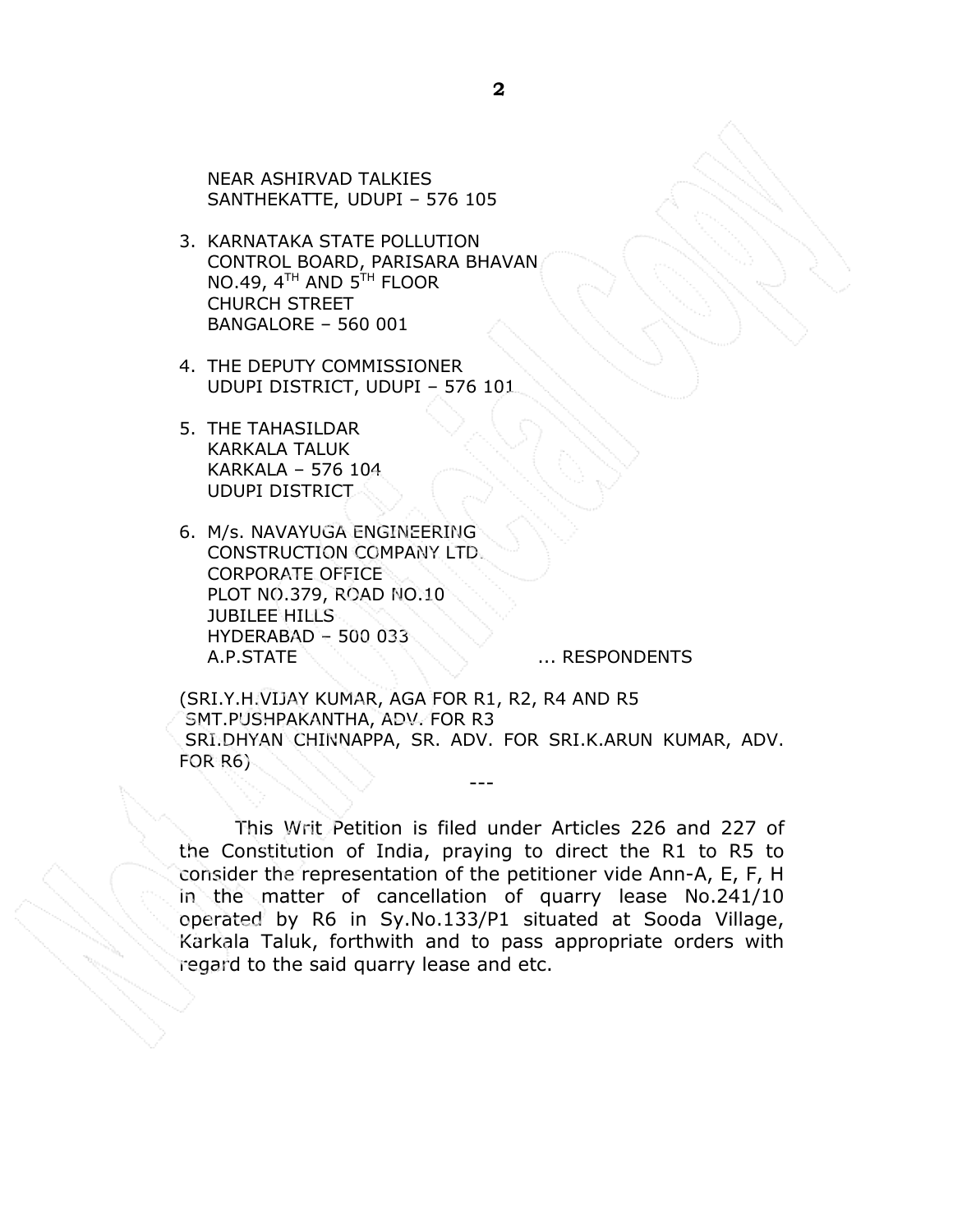NEAR ASHIRVAD TALKIES
SANTHEKATTE, UDUPI – 576 105

3. KARNATAKA STATE POLLUTION
   CONTROL BOARD, PARISARA BHAVAN
   NO.49, 4TH AND 5TH FLOOR
   CHURCH STREET
   BANGALORE – 560 001

4. THE DEPUTY COMMISSIONER
   UDUPI DISTRICT, UDUPI – 576 101

5. THE TAHASILDAR
   KARKALA TALUK
   KARKALA – 576 104
   UDUPI DISTRICT

6. M/s. NAVAYUGA ENGINEERING
   CONSTRUCTION COMPANY LTD.
   CORPORATE OFFICE
   PLOT NO.379, ROAD NO.10
   JUBILEE HILLS
   HYDERABAD – 500 033
   A.P.STATE ... RESPONDENTS

(SRI.Y.H.VIJAY KUMAR, AGA FOR R1, R2, R4 AND R5
SMT.PUSHPAKANTHA, ADV. FOR R3
SRI.DHYAN CHINNAPPA, SR. ADV. FOR SRI.K.ARUN KUMAR, ADV. FOR R6)

---

This Writ Petition is filed under Articles 226 and 227 of the Constitution of India, praying to direct the R1 to R5 to consider the representation of the petitioner vide Ann-A, E, F, H in the matter of cancellation of quarry lease No.241/10 operated by R6 in Sy.No.133/P1 situated at Sooda Village, Karkala Taluk, forthwith and to pass appropriate orders with regard to the said quarry lease and etc.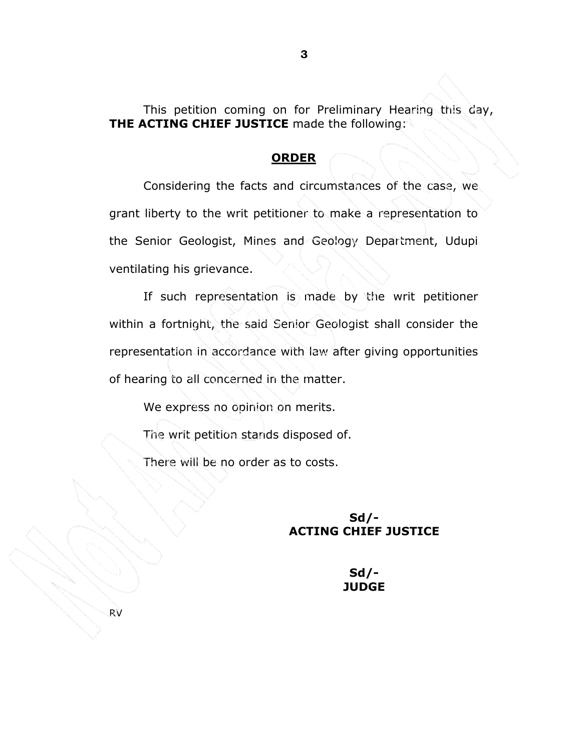This petition coming on for Preliminary Hearing this day, **THE ACTING CHIEF JUSTICE** made the following:

## ORDER

Considering the facts and circumstances of the case, we grant liberty to the writ petitioner to make a representation to the Senior Geologist, Mines and Geology Department, Udupi ventilating his grievance.

If such representation is made by the writ petitioner within a fortnight, the said Senior Geologist shall consider the representation in accordance with law after giving opportunities of hearing to all concerned in the matter.

We express no opinion on merits.

The writ petition stands disposed of.

There will be no order as to costs.

**Sd/-**
**ACTING CHIEF JUSTICE**

**Sd/-**
**JUDGE**

RV